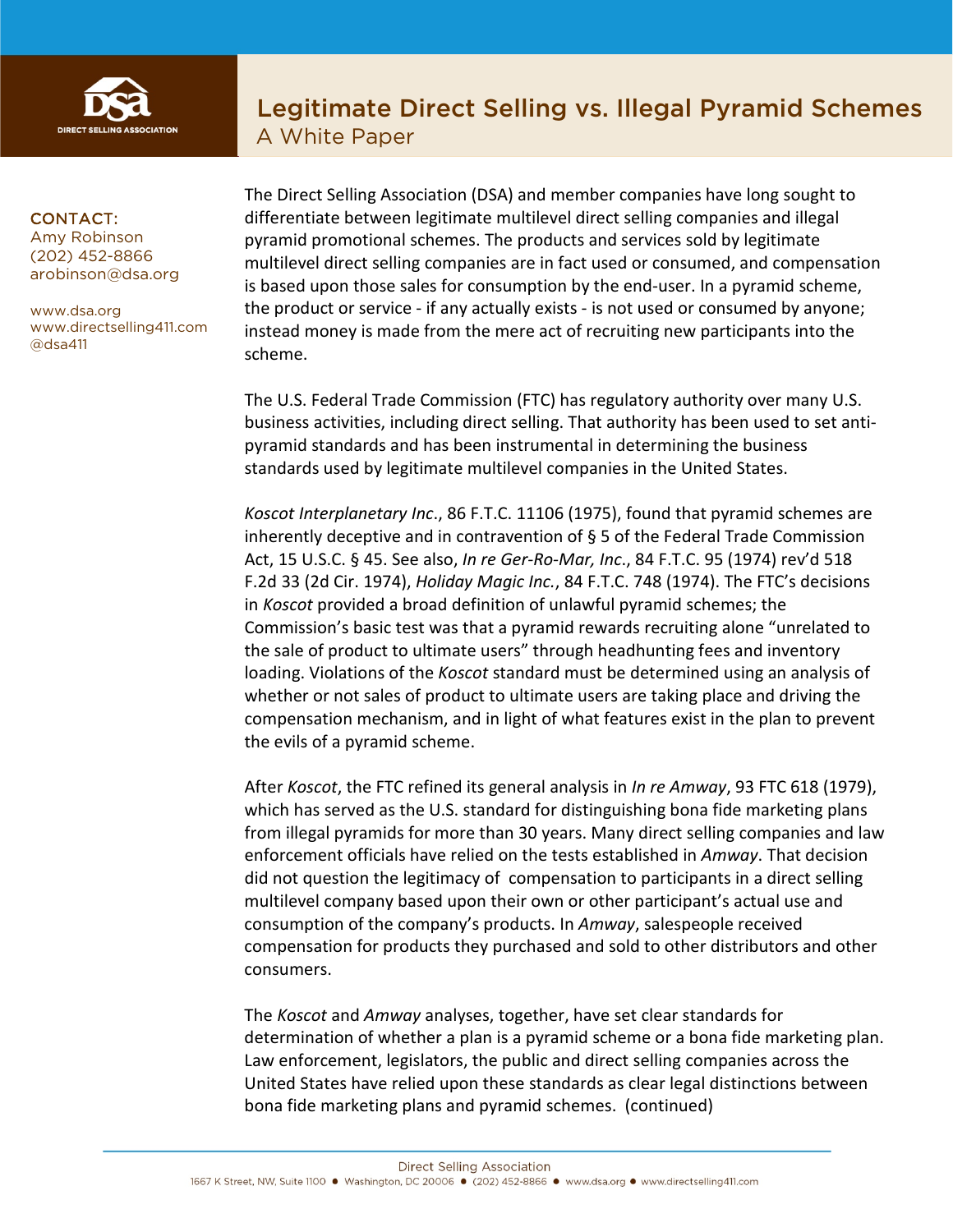# Legitimate Direct Selling vs. Illegal Pyramid Schemes

## A White Paper

CONTACT:
Amy Robinson
(202) 452-8866
arobinson@dsa.org

www.dsa.org
www.directselling411.com
@dsa411

The Direct Selling Association (DSA) and member companies have long sought to differentiate between legitimate multilevel direct selling companies and illegal pyramid promotional schemes. The products and services sold by legitimate multilevel direct selling companies are in fact used or consumed, and compensation is based upon those sales for consumption by the end-user. In a pyramid scheme, the product or service - if any actually exists - is not used or consumed by anyone; instead money is made from the mere act of recruiting new participants into the scheme.

The U.S. Federal Trade Commission (FTC) has regulatory authority over many U.S. business activities, including direct selling. That authority has been used to set anti-pyramid standards and has been instrumental in determining the business standards used by legitimate multilevel companies in the United States.

*Koscot Interplanetary Inc*., 86 F.T.C. 11106 (1975), found that pyramid schemes are inherently deceptive and in contravention of § 5 of the Federal Trade Commission Act, 15 U.S.C. § 45. See also, *In re Ger-Ro-Mar, Inc*., 84 F.T.C. 95 (1974) rev'd 518 F.2d 33 (2d Cir. 1974), *Holiday Magic Inc.*, 84 F.T.C. 748 (1974). The FTC's decisions in *Koscot* provided a broad definition of unlawful pyramid schemes; the Commission's basic test was that a pyramid rewards recruiting alone "unrelated to the sale of product to ultimate users" through headhunting fees and inventory loading. Violations of the *Koscot* standard must be determined using an analysis of whether or not sales of product to ultimate users are taking place and driving the compensation mechanism, and in light of what features exist in the plan to prevent the evils of a pyramid scheme.

After *Koscot*, the FTC refined its general analysis in *In re Amway*, 93 FTC 618 (1979), which has served as the U.S. standard for distinguishing bona fide marketing plans from illegal pyramids for more than 30 years. Many direct selling companies and law enforcement officials have relied on the tests established in *Amway*. That decision did not question the legitimacy of compensation to participants in a direct selling multilevel company based upon their own or other participant's actual use and consumption of the company's products. In *Amway*, salespeople received compensation for products they purchased and sold to other distributors and other consumers.

The *Koscot* and *Amway* analyses, together, have set clear standards for determination of whether a plan is a pyramid scheme or a bona fide marketing plan. Law enforcement, legislators, the public and direct selling companies across the United States have relied upon these standards as clear legal distinctions between bona fide marketing plans and pyramid schemes. (continued)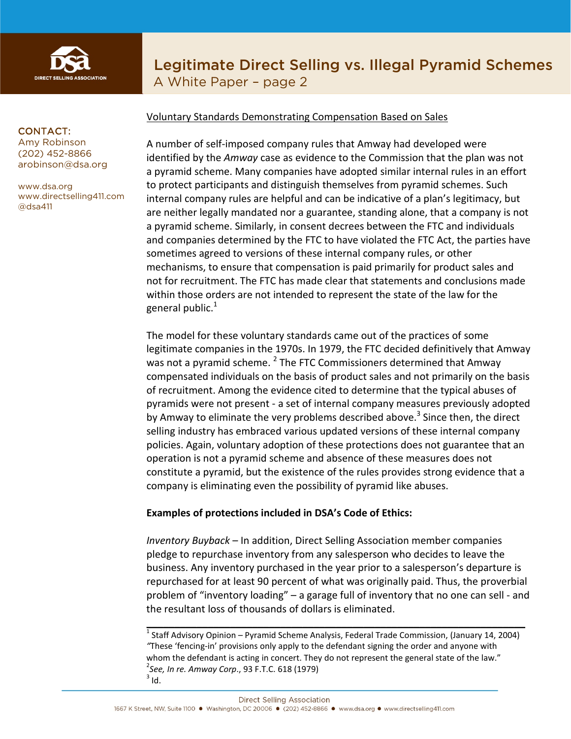CONTACT:
Amy Robinson
(202) 452-8866
arobinson@dsa.org

www.dsa.org
www.directselling411.com
@dsa411

Voluntary Standards Demonstrating Compensation Based on Sales

A number of self-imposed company rules that Amway had developed were identified by the *Amway* case as evidence to the Commission that the plan was not a pyramid scheme. Many companies have adopted similar internal rules in an effort to protect participants and distinguish themselves from pyramid schemes. Such internal company rules are helpful and can be indicative of a plan's legitimacy, but are neither legally mandated nor a guarantee, standing alone, that a company is not a pyramid scheme. Similarly, in consent decrees between the FTC and individuals and companies determined by the FTC to have violated the FTC Act, the parties have sometimes agreed to versions of these internal company rules, or other mechanisms, to ensure that compensation is paid primarily for product sales and not for recruitment. The FTC has made clear that statements and conclusions made within those orders are not intended to represent the state of the law for the general public.[1]

The model for these voluntary standards came out of the practices of some legitimate companies in the 1970s. In 1979, the FTC decided definitively that Amway was not a pyramid scheme. [2] The FTC Commissioners determined that Amway compensated individuals on the basis of product sales and not primarily on the basis of recruitment. Among the evidence cited to determine that the typical abuses of pyramids were not present - a set of internal company measures previously adopted by Amway to eliminate the very problems described above.[3] Since then, the direct selling industry has embraced various updated versions of these internal company policies. Again, voluntary adoption of these protections does not guarantee that an operation is not a pyramid scheme and absence of these measures does not constitute a pyramid, but the existence of the rules provides strong evidence that a company is eliminating even the possibility of pyramid like abuses.

**Examples of protections included in DSA's Code of Ethics:**

*Inventory Buyback* – In addition, Direct Selling Association member companies pledge to repurchase inventory from any salesperson who decides to leave the business. Any inventory purchased in the year prior to a salesperson's departure is repurchased for at least 90 percent of what was originally paid. Thus, the proverbial problem of "inventory loading" – a garage full of inventory that no one can sell - and the resultant loss of thousands of dollars is eliminated.

---

[1] Staff Advisory Opinion – Pyramid Scheme Analysis, Federal Trade Commission, (January 14, 2004) *"*These 'fencing-in' provisions only apply to the defendant signing the order and anyone with whom the defendant is acting in concert. They do not represent the general state of the law."

[2] *See, In re. Amway Corp*., 93 F.T.C. 618 (1979)

[3] Id.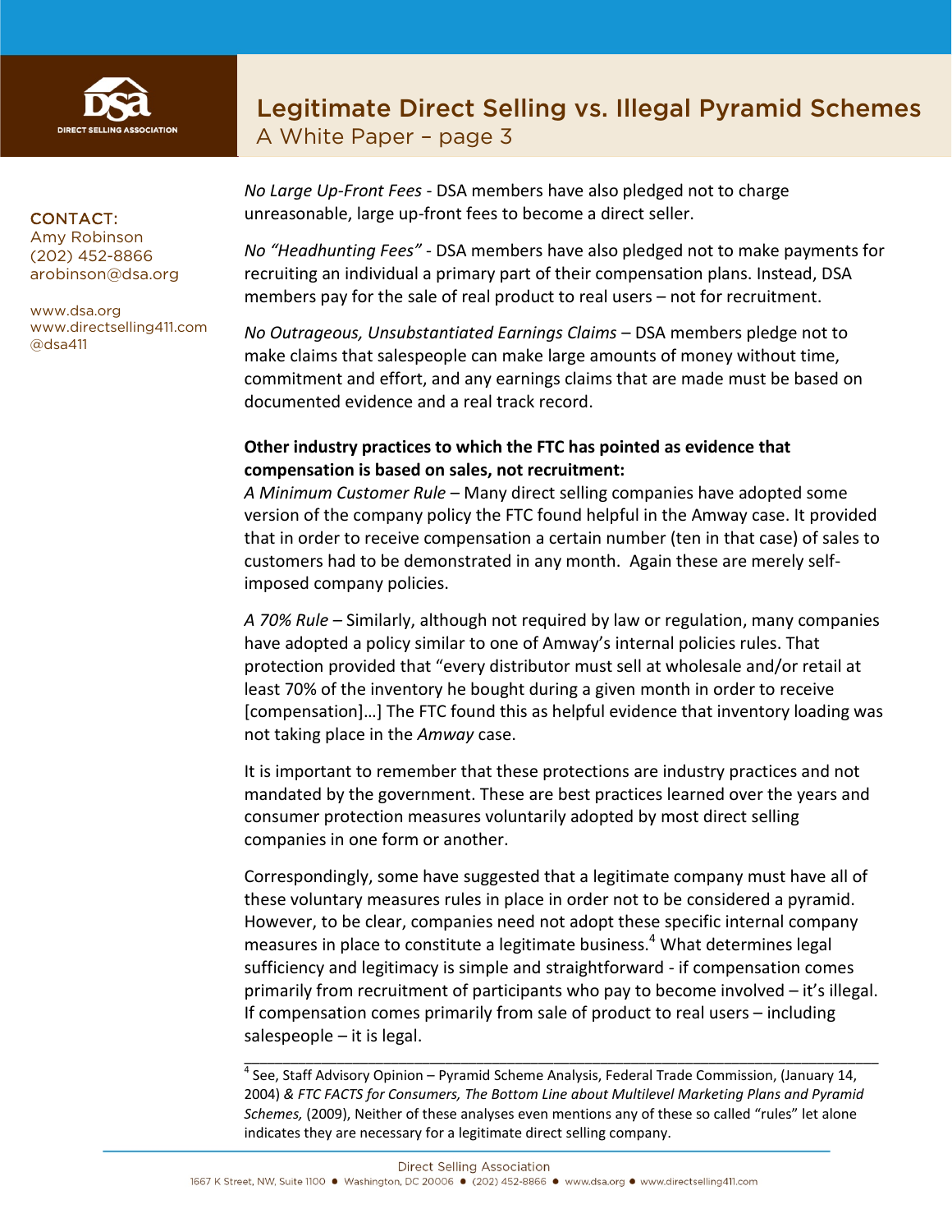*No Large Up-Front Fees* - DSA members have also pledged not to charge unreasonable, large up-front fees to become a direct seller.

*No "Headhunting Fees"* - DSA members have also pledged not to make payments for recruiting an individual a primary part of their compensation plans. Instead, DSA members pay for the sale of real product to real users – not for recruitment.

*No Outrageous, Unsubstantiated Earnings Claims* – DSA members pledge not to make claims that salespeople can make large amounts of money without time, commitment and effort, and any earnings claims that are made must be based on documented evidence and a real track record.

**Other industry practices to which the FTC has pointed as evidence that compensation is based on sales, not recruitment:**

*A Minimum Customer Rule* – Many direct selling companies have adopted some version of the company policy the FTC found helpful in the Amway case. It provided that in order to receive compensation a certain number (ten in that case) of sales to customers had to be demonstrated in any month. Again these are merely self-imposed company policies.

*A 70% Rule* – Similarly, although not required by law or regulation, many companies have adopted a policy similar to one of Amway's internal policies rules. That protection provided that "every distributor must sell at wholesale and/or retail at least 70% of the inventory he bought during a given month in order to receive [compensation]…] The FTC found this as helpful evidence that inventory loading was not taking place in the *Amway* case.

It is important to remember that these protections are industry practices and not mandated by the government. These are best practices learned over the years and consumer protection measures voluntarily adopted by most direct selling companies in one form or another.

Correspondingly, some have suggested that a legitimate company must have all of these voluntary measures rules in place in order not to be considered a pyramid. However, to be clear, companies need not adopt these specific internal company measures in place to constitute a legitimate business.[4] What determines legal sufficiency and legitimacy is simple and straightforward - if compensation comes primarily from recruitment of participants who pay to become involved – it's illegal. If compensation comes primarily from sale of product to real users – including salespeople – it is legal.

---

[4] See, Staff Advisory Opinion – Pyramid Scheme Analysis, Federal Trade Commission, (January 14, 2004) & *FTC FACTS for Consumers, The Bottom Line about Multilevel Marketing Plans and Pyramid Schemes,* (2009), Neither of these analyses even mentions any of these so called "rules" let alone indicates they are necessary for a legitimate direct selling company.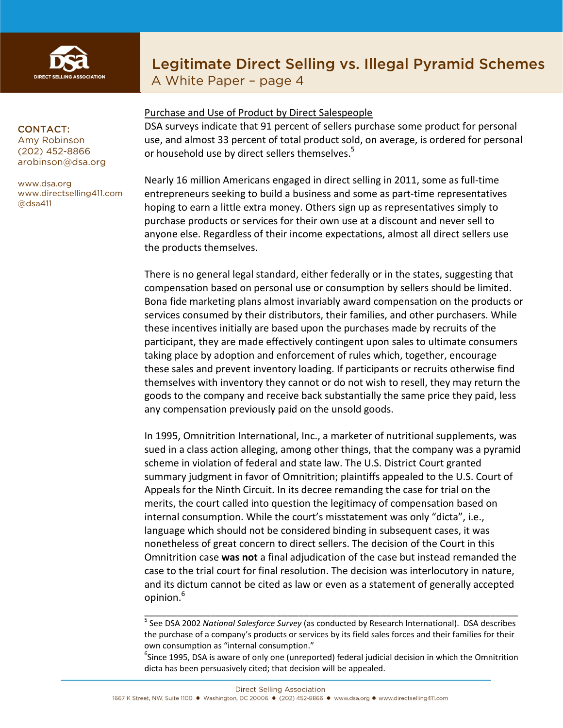CONTACT:
Amy Robinson
(202) 452-8866
arobinson@dsa.org

www.dsa.org
www.directselling411.com
@dsa411

Purchase and Use of Product by Direct Salespeople

DSA surveys indicate that 91 percent of sellers purchase some product for personal use, and almost 33 percent of total product sold, on average, is ordered for personal or household use by direct sellers themselves.[5]

Nearly 16 million Americans engaged in direct selling in 2011, some as full-time entrepreneurs seeking to build a business and some as part-time representatives hoping to earn a little extra money. Others sign up as representatives simply to purchase products or services for their own use at a discount and never sell to anyone else. Regardless of their income expectations, almost all direct sellers use the products themselves.

There is no general legal standard, either federally or in the states, suggesting that compensation based on personal use or consumption by sellers should be limited. Bona fide marketing plans almost invariably award compensation on the products or services consumed by their distributors, their families, and other purchasers. While these incentives initially are based upon the purchases made by recruits of the participant, they are made effectively contingent upon sales to ultimate consumers taking place by adoption and enforcement of rules which, together, encourage these sales and prevent inventory loading. If participants or recruits otherwise find themselves with inventory they cannot or do not wish to resell, they may return the goods to the company and receive back substantially the same price they paid, less any compensation previously paid on the unsold goods.

In 1995, Omnitrition International, Inc., a marketer of nutritional supplements, was sued in a class action alleging, among other things, that the company was a pyramid scheme in violation of federal and state law. The U.S. District Court granted summary judgment in favor of Omnitrition; plaintiffs appealed to the U.S. Court of Appeals for the Ninth Circuit. In its decree remanding the case for trial on the merits, the court called into question the legitimacy of compensation based on internal consumption. While the court's misstatement was only "dicta", i.e., language which should not be considered binding in subsequent cases, it was nonetheless of great concern to direct sellers. The decision of the Court in this Omnitrition case **was not** a final adjudication of the case but instead remanded the case to the trial court for final resolution. The decision was interlocutory in nature, and its dictum cannot be cited as law or even as a statement of generally accepted opinion.[6]

---

[5] See DSA 2002 *National Salesforce Survey* (as conducted by Research International). DSA describes the purchase of a company's products or services by its field sales forces and their families for their own consumption as "internal consumption."

[6] Since 1995, DSA is aware of only one (unreported) federal judicial decision in which the Omnitrition dicta has been persuasively cited; that decision will be appealed.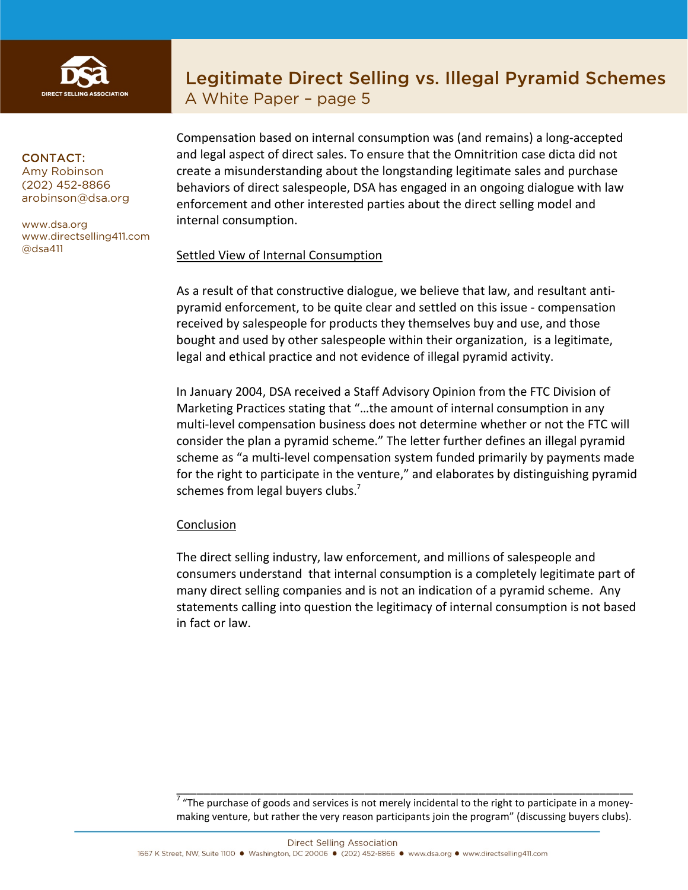Compensation based on internal consumption was (and remains) a long-accepted and legal aspect of direct sales. To ensure that the Omnitrition case dicta did not create a misunderstanding about the longstanding legitimate sales and purchase behaviors of direct salespeople, DSA has engaged in an ongoing dialogue with law enforcement and other interested parties about the direct selling model and internal consumption.

## Settled View of Internal Consumption

As a result of that constructive dialogue, we believe that law, and resultant anti-pyramid enforcement, to be quite clear and settled on this issue - compensation received by salespeople for products they themselves buy and use, and those bought and used by other salespeople within their organization, is a legitimate, legal and ethical practice and not evidence of illegal pyramid activity.

In January 2004, DSA received a Staff Advisory Opinion from the FTC Division of Marketing Practices stating that "…the amount of internal consumption in any multi-level compensation business does not determine whether or not the FTC will consider the plan a pyramid scheme." The letter further defines an illegal pyramid scheme as "a multi-level compensation system funded primarily by payments made for the right to participate in the venture," and elaborates by distinguishing pyramid schemes from legal buyers clubs.[7]

## Conclusion

The direct selling industry, law enforcement, and millions of salespeople and consumers understand that internal consumption is a completely legitimate part of many direct selling companies and is not an indication of a pyramid scheme. Any statements calling into question the legitimacy of internal consumption is not based in fact or law.

---

[7] "The purchase of goods and services is not merely incidental to the right to participate in a money-making venture, but rather the very reason participants join the program" (discussing buyers clubs).